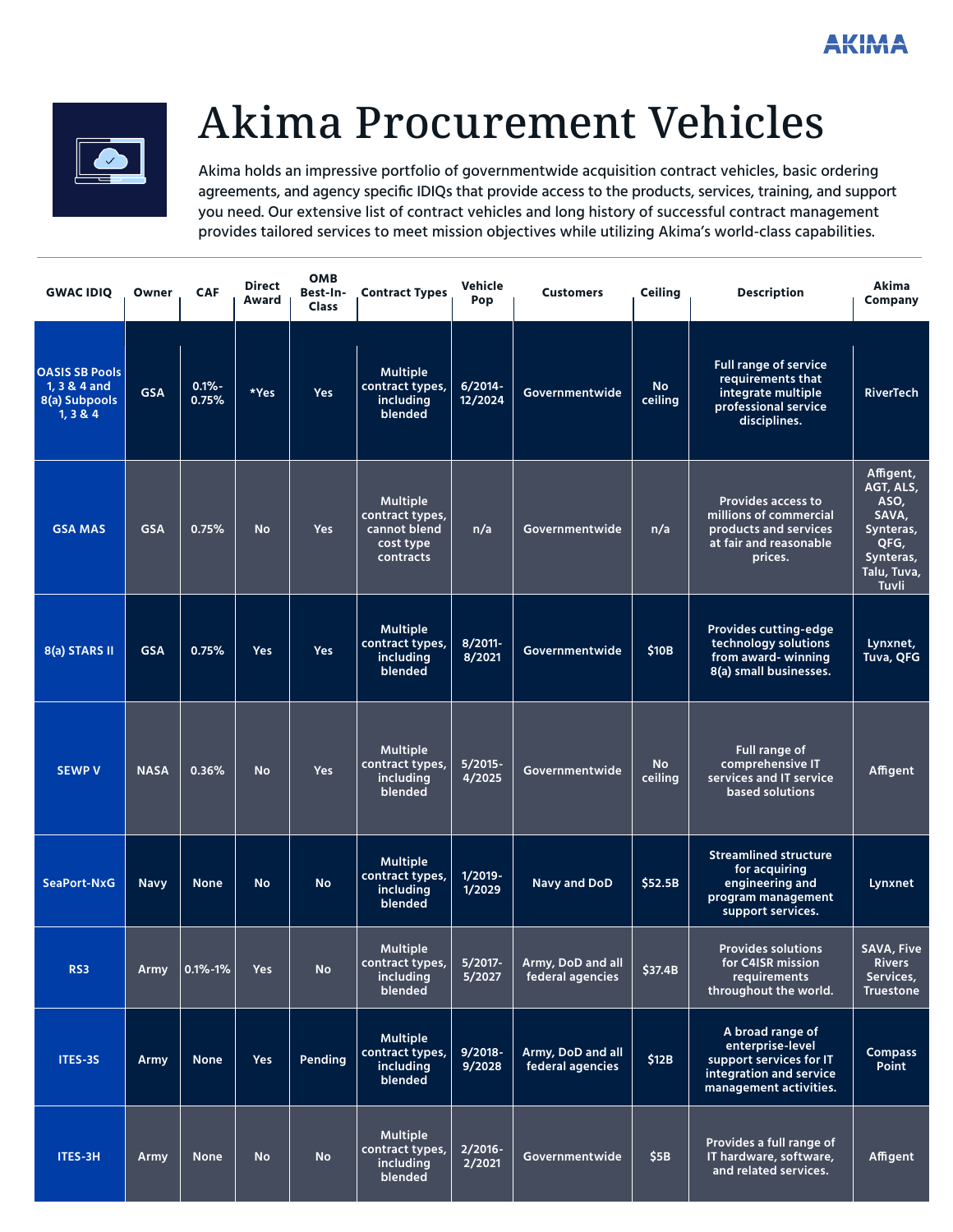# Akima Procurement Vehicles

Akima holds an impressive portfolio of governmentwide acquisition contract vehicles, basic ordering agreements, and agency specific IDIQs that provide access to the products, services, training, and support you need. Our extensive list of contract vehicles and long history of successful contract management provides tailored services to meet mission objectives while utilizing Akima's world-class capabilities.

| GWAC IDIQ | Owner | CAF | Direct Award | OMB Best-In-Class | Contract Types | Vehicle Pop | Customers | Ceiling | Description | Akima Company |
|---|---|---|---|---|---|---|---|---|---|---|
| OASIS SB Pools 1, 3 & 4 and 8(a) Subpools 1, 3 & 4 | GSA | 0.1%-0.75% | *Yes | Yes | Multiple contract types, including blended | 6/2014-12/2024 | Governmentwide | No ceiling | Full range of service requirements that integrate multiple professional service disciplines. | RiverTech |
| GSA MAS | GSA | 0.75% | No | Yes | Multiple contract types, cannot blend cost type contracts | n/a | Governmentwide | n/a | Provides access to millions of commercial products and services at fair and reasonable prices. | Affigent, AGT, ALS, ASO, SAVA, Synteras, QFG, Synteras, Talu, Tuva, Tuvli |
| 8(a) STARS II | GSA | 0.75% | Yes | Yes | Multiple contract types, including blended | 8/2011-8/2021 | Governmentwide | $10B | Provides cutting-edge technology solutions from award- winning 8(a) small businesses. | Lynxnet, Tuva, QFG |
| SEWP V | NASA | 0.36% | No | Yes | Multiple contract types, including blended | 5/2015-4/2025 | Governmentwide | No ceiling | Full range of comprehensive IT services and IT service based solutions | Affigent |
| SeaPort-NxG | Navy | None | No | No | Multiple contract types, including blended | 1/2019-1/2029 | Navy and DoD | $52.5B | Streamlined structure for acquiring engineering and program management support services. | Lynxnet |
| RS3 | Army | 0.1%-1% | Yes | No | Multiple contract types, including blended | 5/2017-5/2027 | Army, DoD and all federal agencies | $37.4B | Provides solutions for C4ISR mission requirements throughout the world. | SAVA, Five Rivers Services, Truestone |
| ITES-3S | Army | None | Yes | Pending | Multiple contract types, including blended | 9/2018-9/2028 | Army, DoD and all federal agencies | $12B | A broad range of enterprise-level support services for IT integration and service management activities. | Compass Point |
| ITES-3H | Army | None | No | No | Multiple contract types, including blended | 2/2016-2/2021 | Governmentwide | $5B | Provides a full range of IT hardware, software, and related services. | Affigent |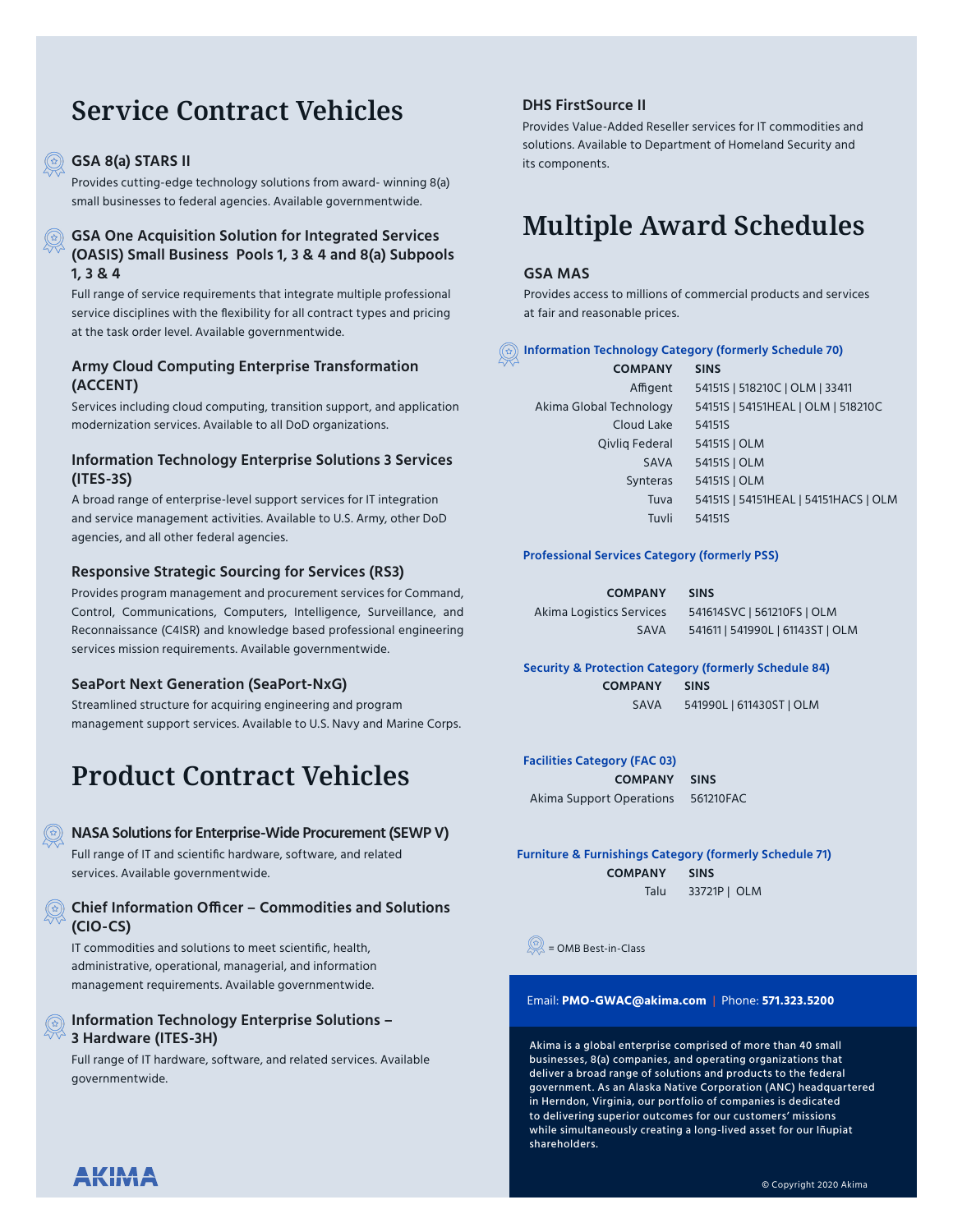# Service Contract Vehicles

### GSA 8(a) STARS II

Provides cutting-edge technology solutions from award- winning 8(a) small businesses to federal agencies. Available governmentwide.

### GSA One Acquisition Solution for Integrated Services (OASIS) Small Business Pools 1, 3 & 4 and 8(a) Subpools 1, 3 & 4

Full range of service requirements that integrate multiple professional service disciplines with the flexibility for all contract types and pricing at the task order level. Available governmentwide.

### Army Cloud Computing Enterprise Transformation (ACCENT)

Services including cloud computing, transition support, and application modernization services. Available to all DoD organizations.

### Information Technology Enterprise Solutions 3 Services (ITES-3S)

A broad range of enterprise-level support services for IT integration and service management activities. Available to U.S. Army, other DoD agencies, and all other federal agencies.

### Responsive Strategic Sourcing for Services (RS3)

Provides program management and procurement services for Command, Control, Communications, Computers, Intelligence, Surveillance, and Reconnaissance (C4ISR) and knowledge based professional engineering services mission requirements. Available governmentwide.

### SeaPort Next Generation (SeaPort-NxG)

Streamlined structure for acquiring engineering and program management support services. Available to U.S. Navy and Marine Corps.

# Product Contract Vehicles

### NASA Solutions for Enterprise-Wide Procurement (SEWP V)

Full range of IT and scientific hardware, software, and related services. Available governmentwide.

### Chief Information Officer – Commodities and Solutions (CIO-CS)

IT commodities and solutions to meet scientific, health, administrative, operational, managerial, and information management requirements. Available governmentwide.

### Information Technology Enterprise Solutions – 3 Hardware (ITES-3H)

Full range of IT hardware, software, and related services. Available governmentwide.

### DHS FirstSource II

Provides Value-Added Reseller services for IT commodities and solutions. Available to Department of Homeland Security and its components.

# Multiple Award Schedules

### GSA MAS

Provides access to millions of commercial products and services at fair and reasonable prices.

**Information Technology Category (formerly Schedule 70)**

| COMPANY | SINS |
|---|---|
| Affigent | 54151S \| 518210C \| OLM \| 33411 |
| Akima Global Technology | 54151S \| 54151HEAL \| OLM \| 518210C |
| Cloud Lake | 54151S |
| Qivliq Federal | 54151S \| OLM |
| SAVA | 54151S \| OLM |
| Synteras | 54151S \| OLM |
| Tuva | 54151S \| 54151HEAL \| 54151HACS \| OLM |
| Tuvli | 54151S |

**Professional Services Category (formerly PSS)**

| COMPANY | SINS |
|---|---|
| Akima Logistics Services | 541614SVC \| 561210FS \| OLM |
| SAVA | 541611 \| 541990L \| 61143ST \| OLM |

**Security & Protection Category (formerly Schedule 84)**

| COMPANY | SINS |
|---|---|
| SAVA | 541990L \| 611430ST \| OLM |

**Facilities Category (FAC 03)**

| COMPANY | SINS |
|---|---|
| Akima Support Operations | 561210FAC |

**Furniture & Furnishings Category (formerly Schedule 71)**

| COMPANY | SINS |
|---|---|
| Talu | 33721P \| OLM |

= OMB Best-in-Class

Email: **PMO-GWAC@akima.com** | Phone: **571.323.5200**

Akima is a global enterprise comprised of more than 40 small businesses, 8(a) companies, and operating organizations that deliver a broad range of solutions and products to the federal government. As an Alaska Native Corporation (ANC) headquartered in Herndon, Virginia, our portfolio of companies is dedicated to delivering superior outcomes for our customers' missions while simultaneously creating a long-lived asset for our Iñupiat shareholders.

AKIMA

© Copyright 2020 Akima